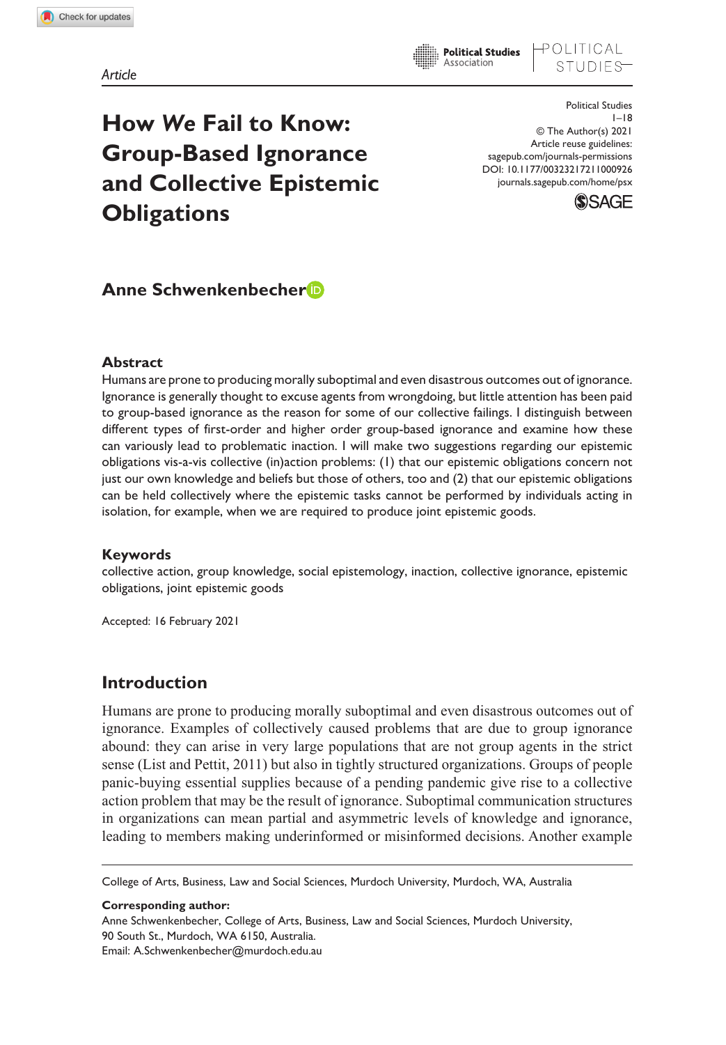Article

# How *We* Fail to Know: Group-Based Ignorance and Collective Epistemic Obligations

**Anne Schwenkenbecher**

## Abstract

Humans are prone to producing morally suboptimal and even disastrous outcomes out of ignorance. Ignorance is generally thought to excuse agents from wrongdoing, but little attention has been paid to group-based ignorance as the reason for some of our collective failings. I distinguish between different types of first-order and higher order group-based ignorance and examine how these can variously lead to problematic inaction. I will make two suggestions regarding our epistemic obligations vis-a-vis collective (in)action problems: (1) that our epistemic obligations concern not just our own knowledge and beliefs but those of others, too and (2) that our epistemic obligations can be held collectively where the epistemic tasks cannot be performed by individuals acting in isolation, for example, when we are required to produce joint epistemic goods.

## Keywords

collective action, group knowledge, social epistemology, inaction, collective ignorance, epistemic obligations, joint epistemic goods

Accepted: 16 February 2021

## Introduction

Humans are prone to producing morally suboptimal and even disastrous outcomes out of ignorance. Examples of collectively caused problems that are due to group ignorance abound: they can arise in very large populations that are not group agents in the strict sense (List and Pettit, 2011) but also in tightly structured organizations. Groups of people panic-buying essential supplies because of a pending pandemic give rise to a collective action problem that may be the result of ignorance. Suboptimal communication structures in organizations can mean partial and asymmetric levels of knowledge and ignorance, leading to members making underinformed or misinformed decisions. Another example

---

College of Arts, Business, Law and Social Sciences, Murdoch University, Murdoch, WA, Australia

**Corresponding author:**
Anne Schwenkenbecher, College of Arts, Business, Law and Social Sciences, Murdoch University, 90 South St., Murdoch, WA 6150, Australia.
Email: A.Schwenkenbecher@murdoch.edu.au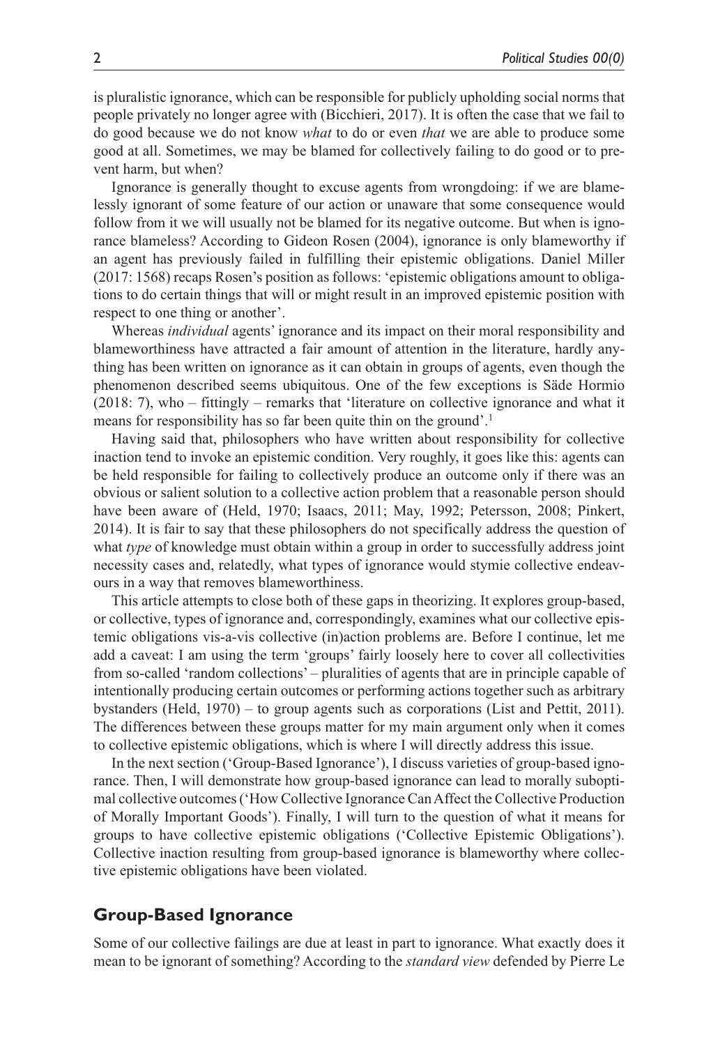is pluralistic ignorance, which can be responsible for publicly upholding social norms that people privately no longer agree with (Bicchieri, 2017). It is often the case that we fail to do good because we do not know *what* to do or even *that* we are able to produce some good at all. Sometimes, we may be blamed for collectively failing to do good or to prevent harm, but when?

Ignorance is generally thought to excuse agents from wrongdoing: if we are blamelessly ignorant of some feature of our action or unaware that some consequence would follow from it we will usually not be blamed for its negative outcome. But when is ignorance blameless? According to Gideon Rosen (2004), ignorance is only blameworthy if an agent has previously failed in fulfilling their epistemic obligations. Daniel Miller (2017: 1568) recaps Rosen's position as follows: 'epistemic obligations amount to obligations to do certain things that will or might result in an improved epistemic position with respect to one thing or another'.

Whereas *individual* agents' ignorance and its impact on their moral responsibility and blameworthiness have attracted a fair amount of attention in the literature, hardly anything has been written on ignorance as it can obtain in groups of agents, even though the phenomenon described seems ubiquitous. One of the few exceptions is Säde Hormio (2018: 7), who – fittingly – remarks that 'literature on collective ignorance and what it means for responsibility has so far been quite thin on the ground'.[1]

Having said that, philosophers who have written about responsibility for collective inaction tend to invoke an epistemic condition. Very roughly, it goes like this: agents can be held responsible for failing to collectively produce an outcome only if there was an obvious or salient solution to a collective action problem that a reasonable person should have been aware of (Held, 1970; Isaacs, 2011; May, 1992; Petersson, 2008; Pinkert, 2014). It is fair to say that these philosophers do not specifically address the question of what *type* of knowledge must obtain within a group in order to successfully address joint necessity cases and, relatedly, what types of ignorance would stymie collective endeavours in a way that removes blameworthiness.

This article attempts to close both of these gaps in theorizing. It explores group-based, or collective, types of ignorance and, correspondingly, examines what our collective epistemic obligations vis-a-vis collective (in)action problems are. Before I continue, let me add a caveat: I am using the term 'groups' fairly loosely here to cover all collectivities from so-called 'random collections' – pluralities of agents that are in principle capable of intentionally producing certain outcomes or performing actions together such as arbitrary bystanders (Held, 1970) – to group agents such as corporations (List and Pettit, 2011). The differences between these groups matter for my main argument only when it comes to collective epistemic obligations, which is where I will directly address this issue.

In the next section ('Group-Based Ignorance'), I discuss varieties of group-based ignorance. Then, I will demonstrate how group-based ignorance can lead to morally suboptimal collective outcomes ('How Collective Ignorance Can Affect the Collective Production of Morally Important Goods'). Finally, I will turn to the question of what it means for groups to have collective epistemic obligations ('Collective Epistemic Obligations'). Collective inaction resulting from group-based ignorance is blameworthy where collective epistemic obligations have been violated.

## Group-Based Ignorance

Some of our collective failings are due at least in part to ignorance. What exactly does it mean to be ignorant of something? According to the *standard view* defended by Pierre Le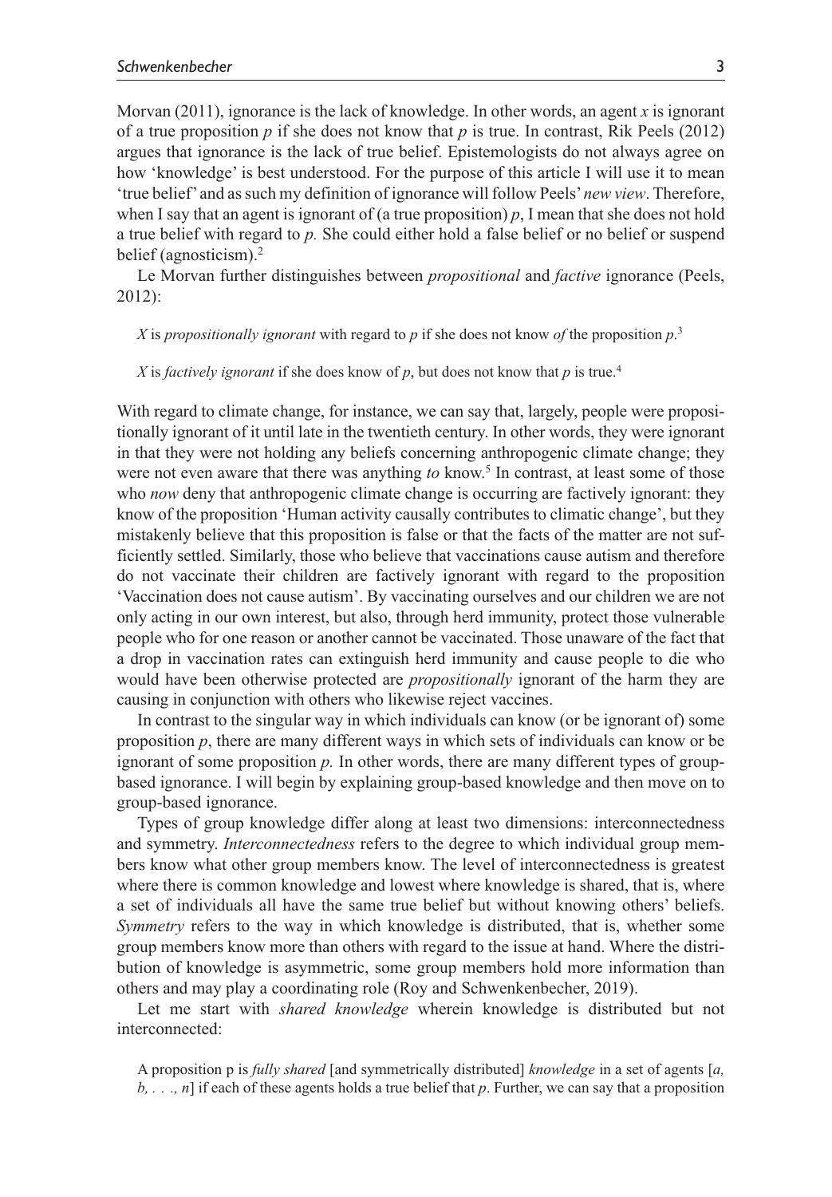Morvan (2011), ignorance is the lack of knowledge. In other words, an agent *x* is ignorant of a true proposition *p* if she does not know that *p* is true. In contrast, Rik Peels (2012) argues that ignorance is the lack of true belief. Epistemologists do not always agree on how 'knowledge' is best understood. For the purpose of this article I will use it to mean 'true belief' and as such my definition of ignorance will follow Peels' *new view*. Therefore, when I say that an agent is ignorant of (a true proposition) *p*, I mean that she does not hold a true belief with regard to *p.* She could either hold a false belief or no belief or suspend belief (agnosticism).[2]

Le Morvan further distinguishes between *propositional* and *factive* ignorance (Peels, 2012):

> *X* is *propositionally ignorant* with regard to *p* if she does not know *of* the proposition *p*.[3]

> *X* is *factively ignorant* if she does know of *p*, but does not know that *p* is true.[4]

With regard to climate change, for instance, we can say that, largely, people were propositionally ignorant of it until late in the twentieth century. In other words, they were ignorant in that they were not holding any beliefs concerning anthropogenic climate change; they were not even aware that there was anything *to* know.[5] In contrast, at least some of those who *now* deny that anthropogenic climate change is occurring are factively ignorant: they know of the proposition 'Human activity causally contributes to climatic change', but they mistakenly believe that this proposition is false or that the facts of the matter are not sufficiently settled. Similarly, those who believe that vaccinations cause autism and therefore do not vaccinate their children are factively ignorant with regard to the proposition 'Vaccination does not cause autism'. By vaccinating ourselves and our children we are not only acting in our own interest, but also, through herd immunity, protect those vulnerable people who for one reason or another cannot be vaccinated. Those unaware of the fact that a drop in vaccination rates can extinguish herd immunity and cause people to die who would have been otherwise protected are *propositionally* ignorant of the harm they are causing in conjunction with others who likewise reject vaccines.

In contrast to the singular way in which individuals can know (or be ignorant of) some proposition *p*, there are many different ways in which sets of individuals can know or be ignorant of some proposition *p.* In other words, there are many different types of group-based ignorance. I will begin by explaining group-based knowledge and then move on to group-based ignorance.

Types of group knowledge differ along at least two dimensions: interconnectedness and symmetry. *Interconnectedness* refers to the degree to which individual group members know what other group members know. The level of interconnectedness is greatest where there is common knowledge and lowest where knowledge is shared, that is, where a set of individuals all have the same true belief but without knowing others' beliefs. *Symmetry* refers to the way in which knowledge is distributed, that is, whether some group members know more than others with regard to the issue at hand. Where the distribution of knowledge is asymmetric, some group members hold more information than others and may play a coordinating role (Roy and Schwenkenbecher, 2019).

Let me start with *shared knowledge* wherein knowledge is distributed but not interconnected:

> A proposition p is *fully shared* [and symmetrically distributed] *knowledge* in a set of agents [*a, b, . . ., n*] if each of these agents holds a true belief that *p*. Further, we can say that a proposition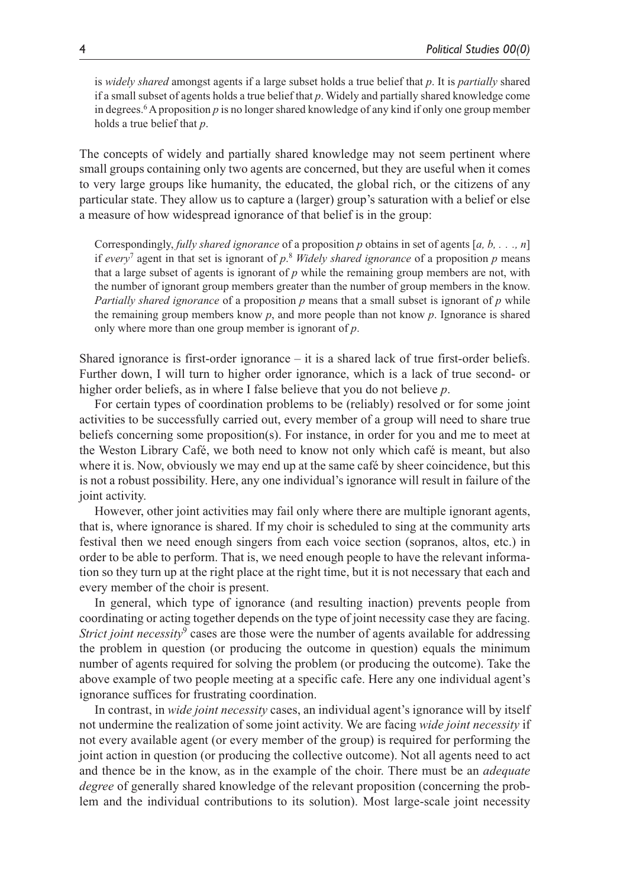is *widely shared* amongst agents if a large subset holds a true belief that *p*. It is *partially* shared if a small subset of agents holds a true belief that *p*. Widely and partially shared knowledge come in degrees.[6] A proposition *p* is no longer shared knowledge of any kind if only one group member holds a true belief that *p*.

The concepts of widely and partially shared knowledge may not seem pertinent where small groups containing only two agents are concerned, but they are useful when it comes to very large groups like humanity, the educated, the global rich, or the citizens of any particular state. They allow us to capture a (larger) group's saturation with a belief or else a measure of how widespread ignorance of that belief is in the group:

> Correspondingly, *fully shared ignorance* of a proposition *p* obtains in set of agents [*a, b, . . ., n*] if *every*[7] agent in that set is ignorant of *p*.[8] *Widely shared ignorance* of a proposition *p* means that a large subset of agents is ignorant of *p* while the remaining group members are not, with the number of ignorant group members greater than the number of group members in the know. *Partially shared ignorance* of a proposition *p* means that a small subset is ignorant of *p* while the remaining group members know *p*, and more people than not know *p*. Ignorance is shared only where more than one group member is ignorant of *p*.

Shared ignorance is first-order ignorance – it is a shared lack of true first-order beliefs. Further down, I will turn to higher order ignorance, which is a lack of true second- or higher order beliefs, as in where I false believe that you do not believe *p*.

For certain types of coordination problems to be (reliably) resolved or for some joint activities to be successfully carried out, every member of a group will need to share true beliefs concerning some proposition(s). For instance, in order for you and me to meet at the Weston Library Café, we both need to know not only which café is meant, but also where it is. Now, obviously we may end up at the same café by sheer coincidence, but this is not a robust possibility. Here, any one individual's ignorance will result in failure of the joint activity.

However, other joint activities may fail only where there are multiple ignorant agents, that is, where ignorance is shared. If my choir is scheduled to sing at the community arts festival then we need enough singers from each voice section (sopranos, altos, etc.) in order to be able to perform. That is, we need enough people to have the relevant information so they turn up at the right place at the right time, but it is not necessary that each and every member of the choir is present.

In general, which type of ignorance (and resulting inaction) prevents people from coordinating or acting together depends on the type of joint necessity case they are facing. *Strict joint necessity*[9] cases are those were the number of agents available for addressing the problem in question (or producing the outcome in question) equals the minimum number of agents required for solving the problem (or producing the outcome). Take the above example of two people meeting at a specific cafe. Here any one individual agent's ignorance suffices for frustrating coordination.

In contrast, in *wide joint necessity* cases, an individual agent's ignorance will by itself not undermine the realization of some joint activity. We are facing *wide joint necessity* if not every available agent (or every member of the group) is required for performing the joint action in question (or producing the collective outcome). Not all agents need to act and thence be in the know, as in the example of the choir. There must be an *adequate degree* of generally shared knowledge of the relevant proposition (concerning the problem and the individual contributions to its solution). Most large-scale joint necessity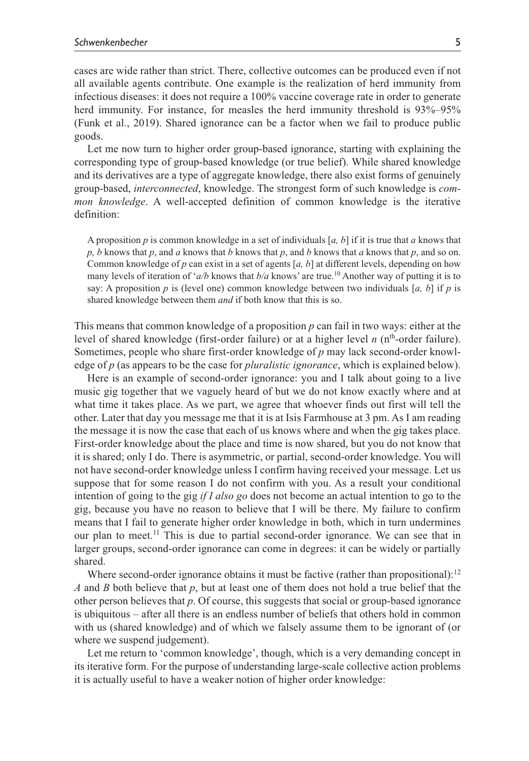cases are wide rather than strict. There, collective outcomes can be produced even if not all available agents contribute. One example is the realization of herd immunity from infectious diseases: it does not require a 100% vaccine coverage rate in order to generate herd immunity. For instance, for measles the herd immunity threshold is 93%–95% (Funk et al., 2019). Shared ignorance can be a factor when we fail to produce public goods.

Let me now turn to higher order group-based ignorance, starting with explaining the corresponding type of group-based knowledge (or true belief). While shared knowledge and its derivatives are a type of aggregate knowledge, there also exist forms of genuinely group-based, *interconnected*, knowledge. The strongest form of such knowledge is *common knowledge*. A well-accepted definition of common knowledge is the iterative definition:

> A proposition *p* is common knowledge in a set of individuals [*a, b*] if it is true that *a* knows that *p, b* knows that *p*, and *a* knows that *b* knows that *p*, and *b* knows that *a* knows that *p*, and so on. Common knowledge of *p* can exist in a set of agents [*a, b*] at different levels, depending on how many levels of iteration of '*a/b* knows that *b/a* knows' are true.[10] Another way of putting it is to say: A proposition *p* is (level one) common knowledge between two individuals [*a, b*] if *p* is shared knowledge between them *and* if both know that this is so.

This means that common knowledge of a proposition *p* can fail in two ways: either at the level of shared knowledge (first-order failure) or at a higher level *n* ($n^{\text{th}}$-order failure). Sometimes, people who share first-order knowledge of *p* may lack second-order knowledge of *p* (as appears to be the case for *pluralistic ignorance*, which is explained below).

Here is an example of second-order ignorance: you and I talk about going to a live music gig together that we vaguely heard of but we do not know exactly where and at what time it takes place. As we part, we agree that whoever finds out first will tell the other. Later that day you message me that it is at Isis Farmhouse at 3 pm. As I am reading the message it is now the case that each of us knows where and when the gig takes place. First-order knowledge about the place and time is now shared, but you do not know that it is shared; only I do. There is asymmetric, or partial, second-order knowledge. You will not have second-order knowledge unless I confirm having received your message. Let us suppose that for some reason I do not confirm with you. As a result your conditional intention of going to the gig *if I also go* does not become an actual intention to go to the gig, because you have no reason to believe that I will be there. My failure to confirm means that I fail to generate higher order knowledge in both, which in turn undermines our plan to meet.[11] This is due to partial second-order ignorance. We can see that in larger groups, second-order ignorance can come in degrees: it can be widely or partially shared.

Where second-order ignorance obtains it must be factive (rather than propositional):[12] *A* and *B* both believe that *p*, but at least one of them does not hold a true belief that the other person believes that *p*. Of course, this suggests that social or group-based ignorance is ubiquitous – after all there is an endless number of beliefs that others hold in common with us (shared knowledge) and of which we falsely assume them to be ignorant of (or where we suspend judgement).

Let me return to 'common knowledge', though, which is a very demanding concept in its iterative form. For the purpose of understanding large-scale collective action problems it is actually useful to have a weaker notion of higher order knowledge: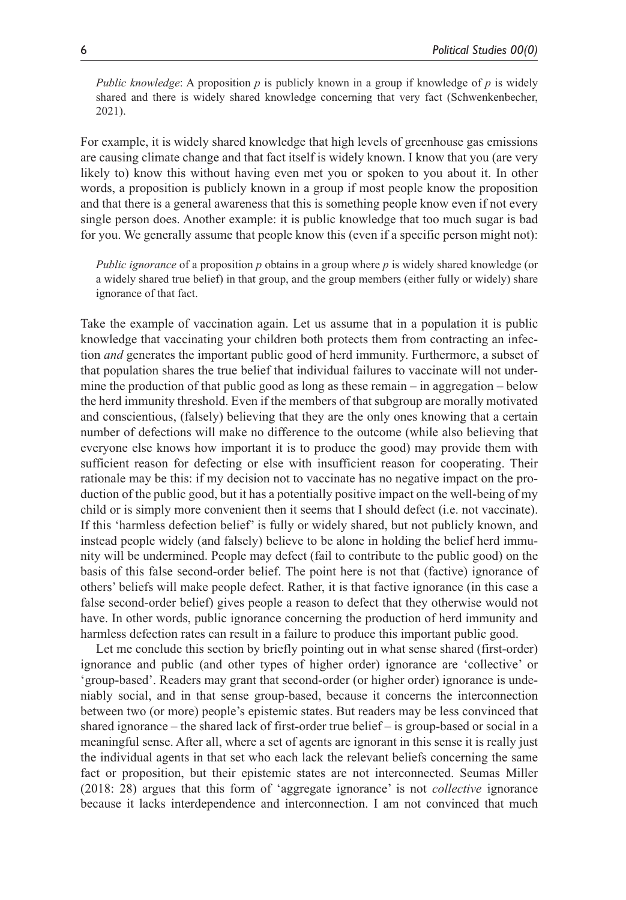*Public knowledge*: A proposition *p* is publicly known in a group if knowledge of *p* is widely shared and there is widely shared knowledge concerning that very fact (Schwenkenbecher, 2021).

For example, it is widely shared knowledge that high levels of greenhouse gas emissions are causing climate change and that fact itself is widely known. I know that you (are very likely to) know this without having even met you or spoken to you about it. In other words, a proposition is publicly known in a group if most people know the proposition and that there is a general awareness that this is something people know even if not every single person does. Another example: it is public knowledge that too much sugar is bad for you. We generally assume that people know this (even if a specific person might not):

*Public ignorance* of a proposition *p* obtains in a group where *p* is widely shared knowledge (or a widely shared true belief) in that group, and the group members (either fully or widely) share ignorance of that fact.

Take the example of vaccination again. Let us assume that in a population it is public knowledge that vaccinating your children both protects them from contracting an infection *and* generates the important public good of herd immunity. Furthermore, a subset of that population shares the true belief that individual failures to vaccinate will not undermine the production of that public good as long as these remain – in aggregation – below the herd immunity threshold. Even if the members of that subgroup are morally motivated and conscientious, (falsely) believing that they are the only ones knowing that a certain number of defections will make no difference to the outcome (while also believing that everyone else knows how important it is to produce the good) may provide them with sufficient reason for defecting or else with insufficient reason for cooperating. Their rationale may be this: if my decision not to vaccinate has no negative impact on the production of the public good, but it has a potentially positive impact on the well-being of my child or is simply more convenient then it seems that I should defect (i.e. not vaccinate). If this 'harmless defection belief' is fully or widely shared, but not publicly known, and instead people widely (and falsely) believe to be alone in holding the belief herd immunity will be undermined. People may defect (fail to contribute to the public good) on the basis of this false second-order belief. The point here is not that (factive) ignorance of others' beliefs will make people defect. Rather, it is that factive ignorance (in this case a false second-order belief) gives people a reason to defect that they otherwise would not have. In other words, public ignorance concerning the production of herd immunity and harmless defection rates can result in a failure to produce this important public good.

Let me conclude this section by briefly pointing out in what sense shared (first-order) ignorance and public (and other types of higher order) ignorance are 'collective' or 'group-based'. Readers may grant that second-order (or higher order) ignorance is undeniably social, and in that sense group-based, because it concerns the interconnection between two (or more) people's epistemic states. But readers may be less convinced that shared ignorance – the shared lack of first-order true belief – is group-based or social in a meaningful sense. After all, where a set of agents are ignorant in this sense it is really just the individual agents in that set who each lack the relevant beliefs concerning the same fact or proposition, but their epistemic states are not interconnected. Seumas Miller (2018: 28) argues that this form of 'aggregate ignorance' is not *collective* ignorance because it lacks interdependence and interconnection. I am not convinced that much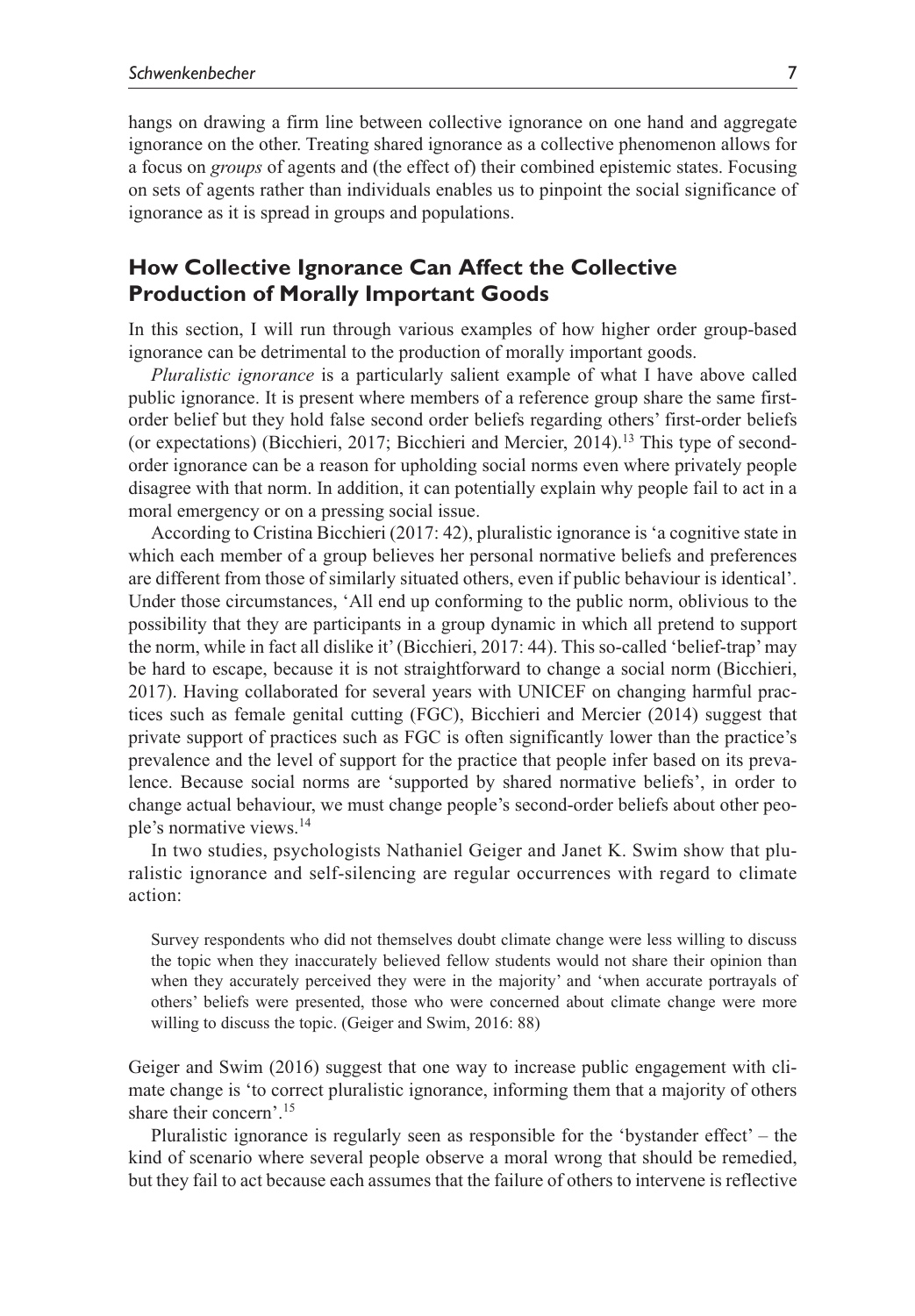hangs on drawing a firm line between collective ignorance on one hand and aggregate ignorance on the other. Treating shared ignorance as a collective phenomenon allows for a focus on *groups* of agents and (the effect of) their combined epistemic states. Focusing on sets of agents rather than individuals enables us to pinpoint the social significance of ignorance as it is spread in groups and populations.

## How Collective Ignorance Can Affect the Collective Production of Morally Important Goods

In this section, I will run through various examples of how higher order group-based ignorance can be detrimental to the production of morally important goods.

*Pluralistic ignorance* is a particularly salient example of what I have above called public ignorance. It is present where members of a reference group share the same first-order belief but they hold false second order beliefs regarding others' first-order beliefs (or expectations) (Bicchieri, 2017; Bicchieri and Mercier, 2014).[13] This type of second-order ignorance can be a reason for upholding social norms even where privately people disagree with that norm. In addition, it can potentially explain why people fail to act in a moral emergency or on a pressing social issue.

According to Cristina Bicchieri (2017: 42), pluralistic ignorance is 'a cognitive state in which each member of a group believes her personal normative beliefs and preferences are different from those of similarly situated others, even if public behaviour is identical'. Under those circumstances, 'All end up conforming to the public norm, oblivious to the possibility that they are participants in a group dynamic in which all pretend to support the norm, while in fact all dislike it' (Bicchieri, 2017: 44). This so-called 'belief-trap' may be hard to escape, because it is not straightforward to change a social norm (Bicchieri, 2017). Having collaborated for several years with UNICEF on changing harmful practices such as female genital cutting (FGC), Bicchieri and Mercier (2014) suggest that private support of practices such as FGC is often significantly lower than the practice's prevalence and the level of support for the practice that people infer based on its prevalence. Because social norms are 'supported by shared normative beliefs', in order to change actual behaviour, we must change people's second-order beliefs about other people's normative views.[14]

In two studies, psychologists Nathaniel Geiger and Janet K. Swim show that pluralistic ignorance and self-silencing are regular occurrences with regard to climate action:

> Survey respondents who did not themselves doubt climate change were less willing to discuss the topic when they inaccurately believed fellow students would not share their opinion than when they accurately perceived they were in the majority' and 'when accurate portrayals of others' beliefs were presented, those who were concerned about climate change were more willing to discuss the topic. (Geiger and Swim, 2016: 88)

Geiger and Swim (2016) suggest that one way to increase public engagement with climate change is 'to correct pluralistic ignorance, informing them that a majority of others share their concern'.[15]

Pluralistic ignorance is regularly seen as responsible for the 'bystander effect' – the kind of scenario where several people observe a moral wrong that should be remedied, but they fail to act because each assumes that the failure of others to intervene is reflective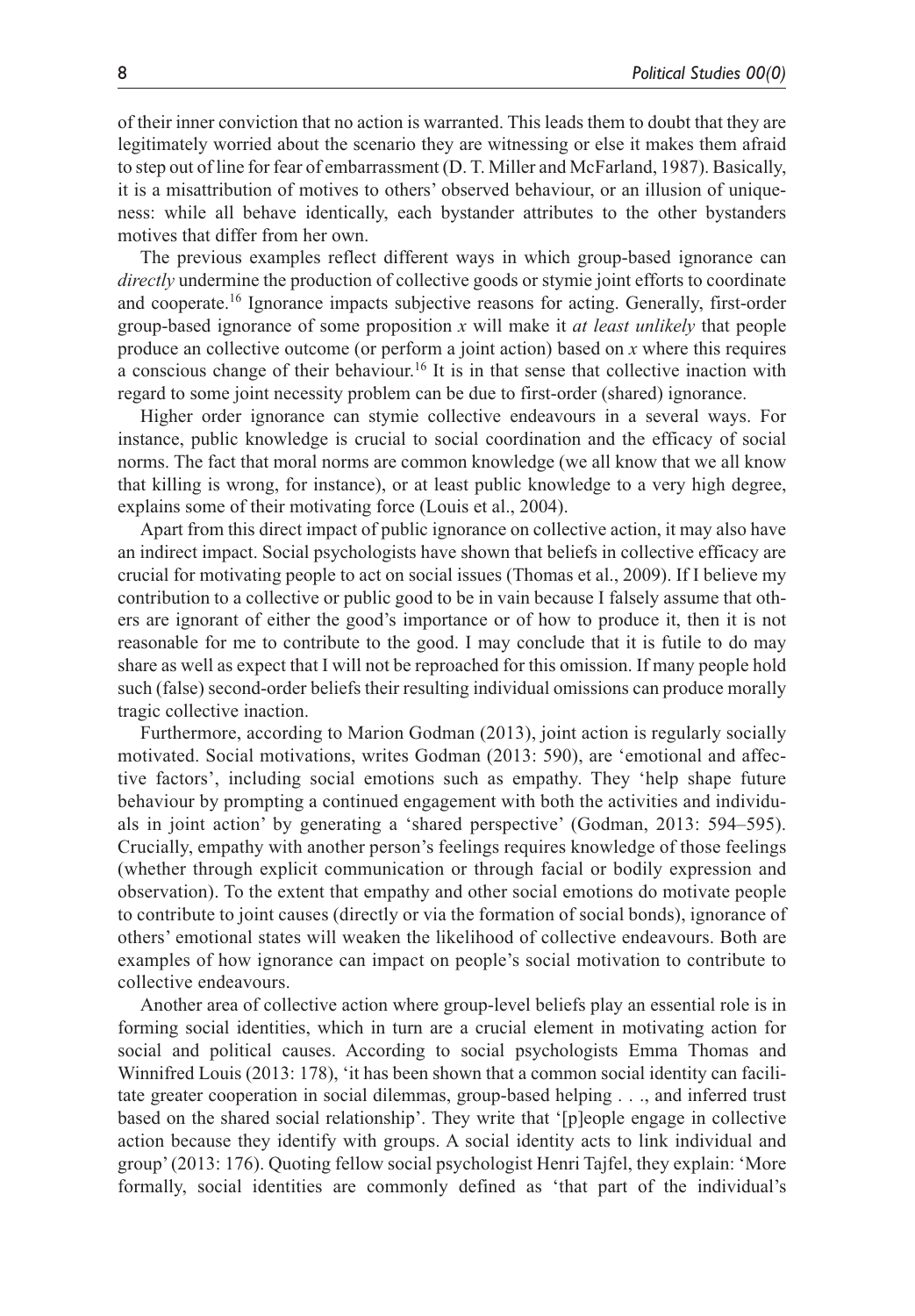of their inner conviction that no action is warranted. This leads them to doubt that they are legitimately worried about the scenario they are witnessing or else it makes them afraid to step out of line for fear of embarrassment (D. T. Miller and McFarland, 1987). Basically, it is a misattribution of motives to others' observed behaviour, or an illusion of uniqueness: while all behave identically, each bystander attributes to the other bystanders motives that differ from her own.

The previous examples reflect different ways in which group-based ignorance can *directly* undermine the production of collective goods or stymie joint efforts to coordinate and cooperate.[16] Ignorance impacts subjective reasons for acting. Generally, first-order group-based ignorance of some proposition *x* will make it *at least unlikely* that people produce an collective outcome (or perform a joint action) based on *x* where this requires a conscious change of their behaviour.[16] It is in that sense that collective inaction with regard to some joint necessity problem can be due to first-order (shared) ignorance.

Higher order ignorance can stymie collective endeavours in a several ways. For instance, public knowledge is crucial to social coordination and the efficacy of social norms. The fact that moral norms are common knowledge (we all know that we all know that killing is wrong, for instance), or at least public knowledge to a very high degree, explains some of their motivating force (Louis et al., 2004).

Apart from this direct impact of public ignorance on collective action, it may also have an indirect impact. Social psychologists have shown that beliefs in collective efficacy are crucial for motivating people to act on social issues (Thomas et al., 2009). If I believe my contribution to a collective or public good to be in vain because I falsely assume that others are ignorant of either the good's importance or of how to produce it, then it is not reasonable for me to contribute to the good. I may conclude that it is futile to do may share as well as expect that I will not be reproached for this omission. If many people hold such (false) second-order beliefs their resulting individual omissions can produce morally tragic collective inaction.

Furthermore, according to Marion Godman (2013), joint action is regularly socially motivated. Social motivations, writes Godman (2013: 590), are 'emotional and affective factors', including social emotions such as empathy. They 'help shape future behaviour by prompting a continued engagement with both the activities and individuals in joint action' by generating a 'shared perspective' (Godman, 2013: 594–595). Crucially, empathy with another person's feelings requires knowledge of those feelings (whether through explicit communication or through facial or bodily expression and observation). To the extent that empathy and other social emotions do motivate people to contribute to joint causes (directly or via the formation of social bonds), ignorance of others' emotional states will weaken the likelihood of collective endeavours. Both are examples of how ignorance can impact on people's social motivation to contribute to collective endeavours.

Another area of collective action where group-level beliefs play an essential role is in forming social identities, which in turn are a crucial element in motivating action for social and political causes. According to social psychologists Emma Thomas and Winnifred Louis (2013: 178), 'it has been shown that a common social identity can facilitate greater cooperation in social dilemmas, group-based helping . . ., and inferred trust based on the shared social relationship'. They write that '[p]eople engage in collective action because they identify with groups. A social identity acts to link individual and group' (2013: 176). Quoting fellow social psychologist Henri Tajfel, they explain: 'More formally, social identities are commonly defined as 'that part of the individual's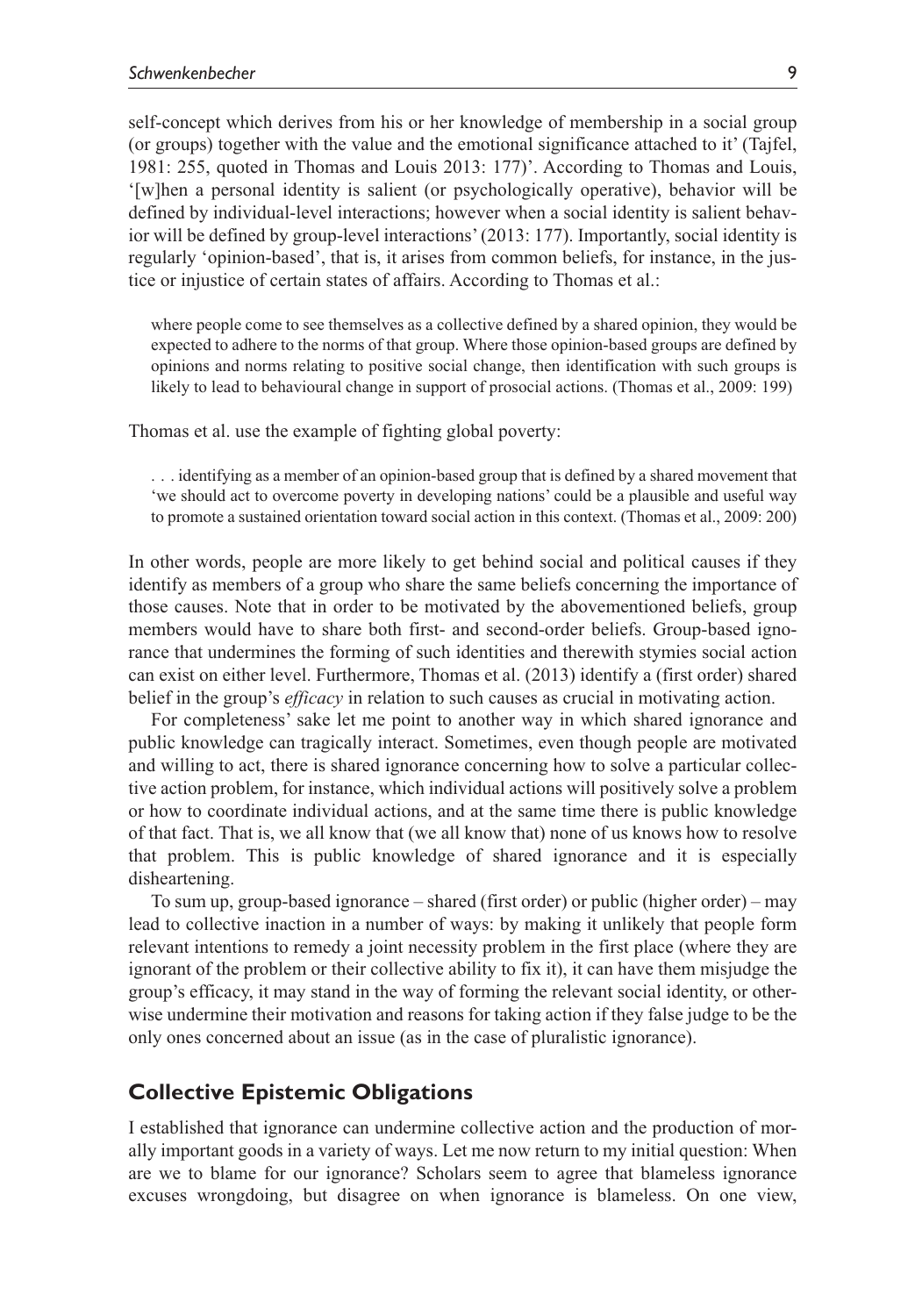self-concept which derives from his or her knowledge of membership in a social group (or groups) together with the value and the emotional significance attached to it' (Tajfel, 1981: 255, quoted in Thomas and Louis 2013: 177)'. According to Thomas and Louis, '[w]hen a personal identity is salient (or psychologically operative), behavior will be defined by individual-level interactions; however when a social identity is salient behavior will be defined by group-level interactions' (2013: 177). Importantly, social identity is regularly 'opinion-based', that is, it arises from common beliefs, for instance, in the justice or injustice of certain states of affairs. According to Thomas et al.:

> where people come to see themselves as a collective defined by a shared opinion, they would be expected to adhere to the norms of that group. Where those opinion-based groups are defined by opinions and norms relating to positive social change, then identification with such groups is likely to lead to behavioural change in support of prosocial actions. (Thomas et al., 2009: 199)

Thomas et al. use the example of fighting global poverty:

> . . . identifying as a member of an opinion-based group that is defined by a shared movement that 'we should act to overcome poverty in developing nations' could be a plausible and useful way to promote a sustained orientation toward social action in this context. (Thomas et al., 2009: 200)

In other words, people are more likely to get behind social and political causes if they identify as members of a group who share the same beliefs concerning the importance of those causes. Note that in order to be motivated by the abovementioned beliefs, group members would have to share both first- and second-order beliefs. Group-based ignorance that undermines the forming of such identities and therewith stymies social action can exist on either level. Furthermore, Thomas et al. (2013) identify a (first order) shared belief in the group's *efficacy* in relation to such causes as crucial in motivating action.

For completeness' sake let me point to another way in which shared ignorance and public knowledge can tragically interact. Sometimes, even though people are motivated and willing to act, there is shared ignorance concerning how to solve a particular collective action problem, for instance, which individual actions will positively solve a problem or how to coordinate individual actions, and at the same time there is public knowledge of that fact. That is, we all know that (we all know that) none of us knows how to resolve that problem. This is public knowledge of shared ignorance and it is especially disheartening.

To sum up, group-based ignorance – shared (first order) or public (higher order) – may lead to collective inaction in a number of ways: by making it unlikely that people form relevant intentions to remedy a joint necessity problem in the first place (where they are ignorant of the problem or their collective ability to fix it), it can have them misjudge the group's efficacy, it may stand in the way of forming the relevant social identity, or otherwise undermine their motivation and reasons for taking action if they false judge to be the only ones concerned about an issue (as in the case of pluralistic ignorance).

## Collective Epistemic Obligations

I established that ignorance can undermine collective action and the production of morally important goods in a variety of ways. Let me now return to my initial question: When are we to blame for our ignorance? Scholars seem to agree that blameless ignorance excuses wrongdoing, but disagree on when ignorance is blameless. On one view,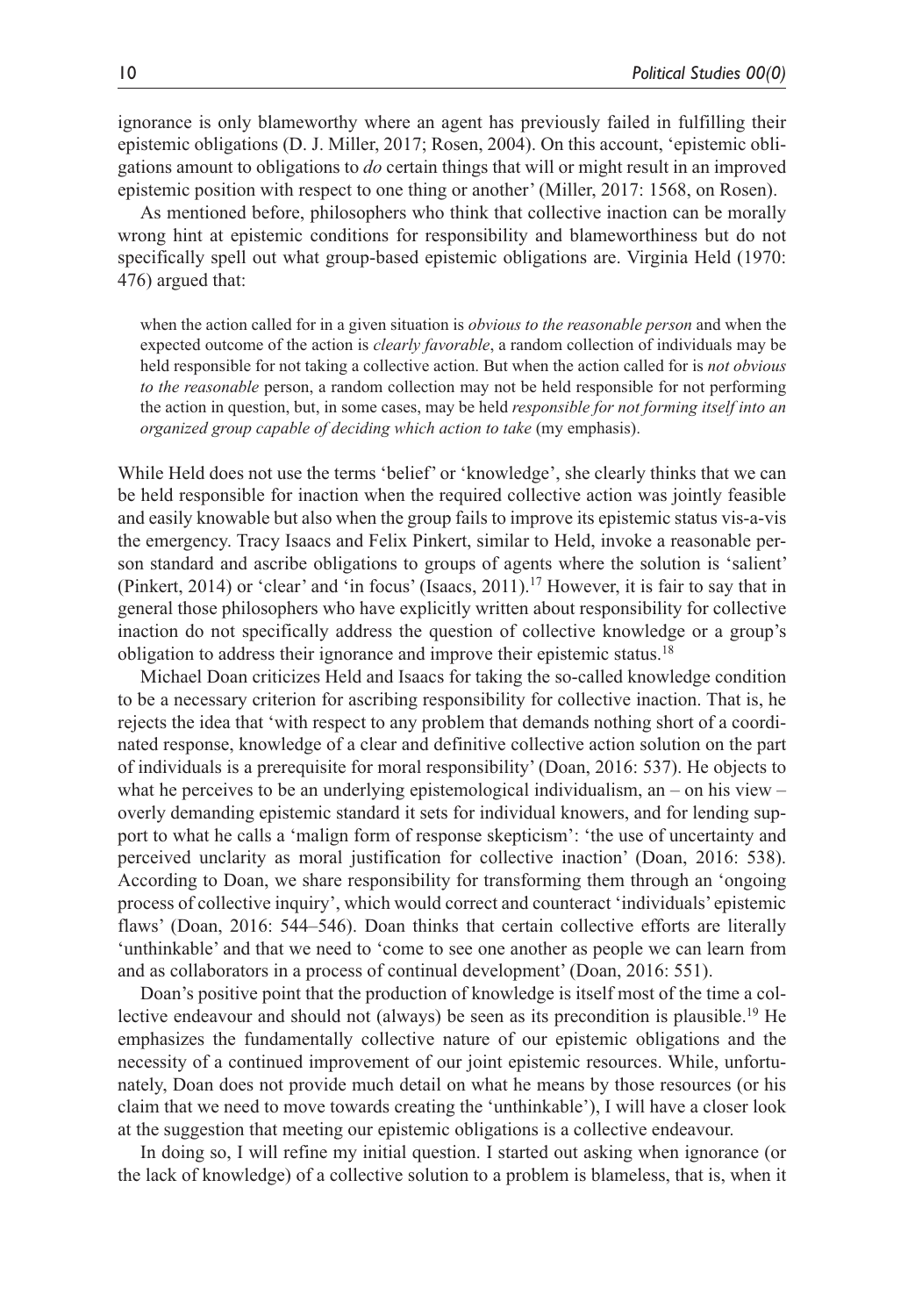ignorance is only blameworthy where an agent has previously failed in fulfilling their epistemic obligations (D. J. Miller, 2017; Rosen, 2004). On this account, 'epistemic obligations amount to obligations to *do* certain things that will or might result in an improved epistemic position with respect to one thing or another' (Miller, 2017: 1568, on Rosen).

As mentioned before, philosophers who think that collective inaction can be morally wrong hint at epistemic conditions for responsibility and blameworthiness but do not specifically spell out what group-based epistemic obligations are. Virginia Held (1970: 476) argued that:

> when the action called for in a given situation is *obvious to the reasonable person* and when the expected outcome of the action is *clearly favorable*, a random collection of individuals may be held responsible for not taking a collective action. But when the action called for is *not obvious to the reasonable* person, a random collection may not be held responsible for not performing the action in question, but, in some cases, may be held *responsible for not forming itself into an organized group capable of deciding which action to take* (my emphasis).

While Held does not use the terms 'belief' or 'knowledge', she clearly thinks that we can be held responsible for inaction when the required collective action was jointly feasible and easily knowable but also when the group fails to improve its epistemic status vis-a-vis the emergency. Tracy Isaacs and Felix Pinkert, similar to Held, invoke a reasonable person standard and ascribe obligations to groups of agents where the solution is 'salient' (Pinkert, 2014) or 'clear' and 'in focus' (Isaacs, 2011).[17] However, it is fair to say that in general those philosophers who have explicitly written about responsibility for collective inaction do not specifically address the question of collective knowledge or a group's obligation to address their ignorance and improve their epistemic status.[18]

Michael Doan criticizes Held and Isaacs for taking the so-called knowledge condition to be a necessary criterion for ascribing responsibility for collective inaction. That is, he rejects the idea that 'with respect to any problem that demands nothing short of a coordinated response, knowledge of a clear and definitive collective action solution on the part of individuals is a prerequisite for moral responsibility' (Doan, 2016: 537). He objects to what he perceives to be an underlying epistemological individualism, an – on his view – overly demanding epistemic standard it sets for individual knowers, and for lending support to what he calls a 'malign form of response skepticism': 'the use of uncertainty and perceived unclarity as moral justification for collective inaction' (Doan, 2016: 538). According to Doan, we share responsibility for transforming them through an 'ongoing process of collective inquiry', which would correct and counteract 'individuals' epistemic flaws' (Doan, 2016: 544–546). Doan thinks that certain collective efforts are literally 'unthinkable' and that we need to 'come to see one another as people we can learn from and as collaborators in a process of continual development' (Doan, 2016: 551).

Doan's positive point that the production of knowledge is itself most of the time a collective endeavour and should not (always) be seen as its precondition is plausible.[19] He emphasizes the fundamentally collective nature of our epistemic obligations and the necessity of a continued improvement of our joint epistemic resources. While, unfortunately, Doan does not provide much detail on what he means by those resources (or his claim that we need to move towards creating the 'unthinkable'), I will have a closer look at the suggestion that meeting our epistemic obligations is a collective endeavour.

In doing so, I will refine my initial question. I started out asking when ignorance (or the lack of knowledge) of a collective solution to a problem is blameless, that is, when it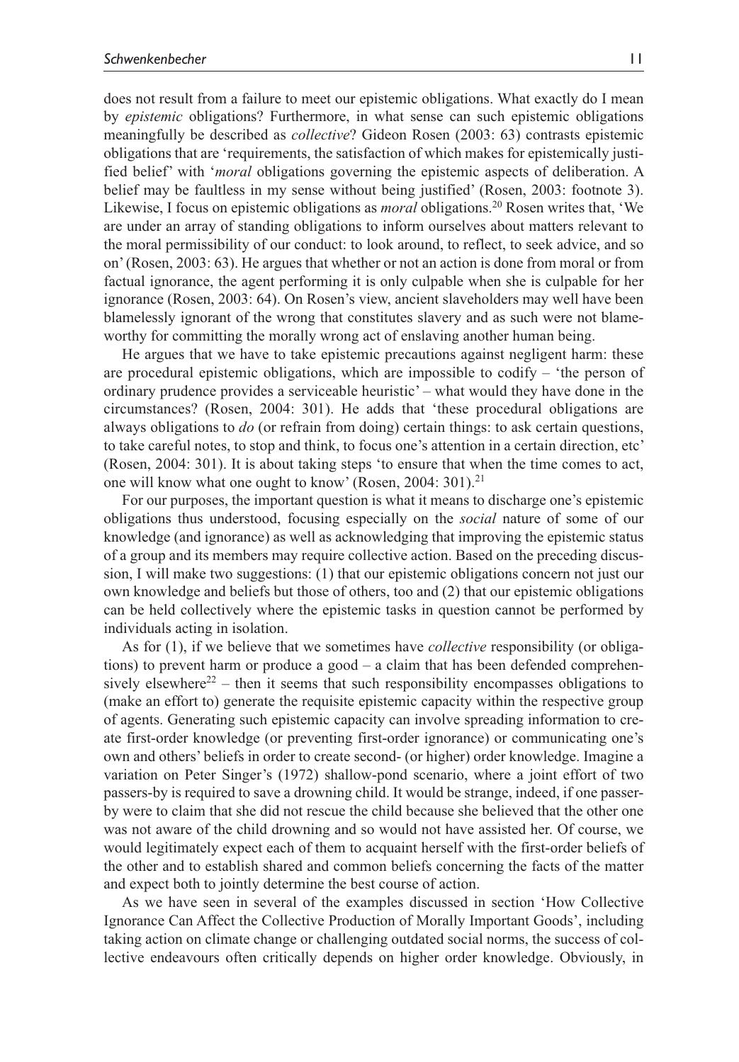does not result from a failure to meet our epistemic obligations. What exactly do I mean by *epistemic* obligations? Furthermore, in what sense can such epistemic obligations meaningfully be described as *collective*? Gideon Rosen (2003: 63) contrasts epistemic obligations that are 'requirements, the satisfaction of which makes for epistemically justified belief' with '*moral* obligations governing the epistemic aspects of deliberation. A belief may be faultless in my sense without being justified' (Rosen, 2003: footnote 3). Likewise, I focus on epistemic obligations as *moral* obligations.[20] Rosen writes that, 'We are under an array of standing obligations to inform ourselves about matters relevant to the moral permissibility of our conduct: to look around, to reflect, to seek advice, and so on' (Rosen, 2003: 63). He argues that whether or not an action is done from moral or from factual ignorance, the agent performing it is only culpable when she is culpable for her ignorance (Rosen, 2003: 64). On Rosen's view, ancient slaveholders may well have been blamelessly ignorant of the wrong that constitutes slavery and as such were not blameworthy for committing the morally wrong act of enslaving another human being.

He argues that we have to take epistemic precautions against negligent harm: these are procedural epistemic obligations, which are impossible to codify – 'the person of ordinary prudence provides a serviceable heuristic' – what would they have done in the circumstances? (Rosen, 2004: 301). He adds that 'these procedural obligations are always obligations to *do* (or refrain from doing) certain things: to ask certain questions, to take careful notes, to stop and think, to focus one's attention in a certain direction, etc' (Rosen, 2004: 301). It is about taking steps 'to ensure that when the time comes to act, one will know what one ought to know' (Rosen, 2004: 301).[21]

For our purposes, the important question is what it means to discharge one's epistemic obligations thus understood, focusing especially on the *social* nature of some of our knowledge (and ignorance) as well as acknowledging that improving the epistemic status of a group and its members may require collective action. Based on the preceding discussion, I will make two suggestions: (1) that our epistemic obligations concern not just our own knowledge and beliefs but those of others, too and (2) that our epistemic obligations can be held collectively where the epistemic tasks in question cannot be performed by individuals acting in isolation.

As for (1), if we believe that we sometimes have *collective* responsibility (or obligations) to prevent harm or produce a good – a claim that has been defended comprehensively elsewhere[22] – then it seems that such responsibility encompasses obligations to (make an effort to) generate the requisite epistemic capacity within the respective group of agents. Generating such epistemic capacity can involve spreading information to create first-order knowledge (or preventing first-order ignorance) or communicating one's own and others' beliefs in order to create second- (or higher) order knowledge. Imagine a variation on Peter Singer's (1972) shallow-pond scenario, where a joint effort of two passers-by is required to save a drowning child. It would be strange, indeed, if one passer-by were to claim that she did not rescue the child because she believed that the other one was not aware of the child drowning and so would not have assisted her. Of course, we would legitimately expect each of them to acquaint herself with the first-order beliefs of the other and to establish shared and common beliefs concerning the facts of the matter and expect both to jointly determine the best course of action.

As we have seen in several of the examples discussed in section 'How Collective Ignorance Can Affect the Collective Production of Morally Important Goods', including taking action on climate change or challenging outdated social norms, the success of collective endeavours often critically depends on higher order knowledge. Obviously, in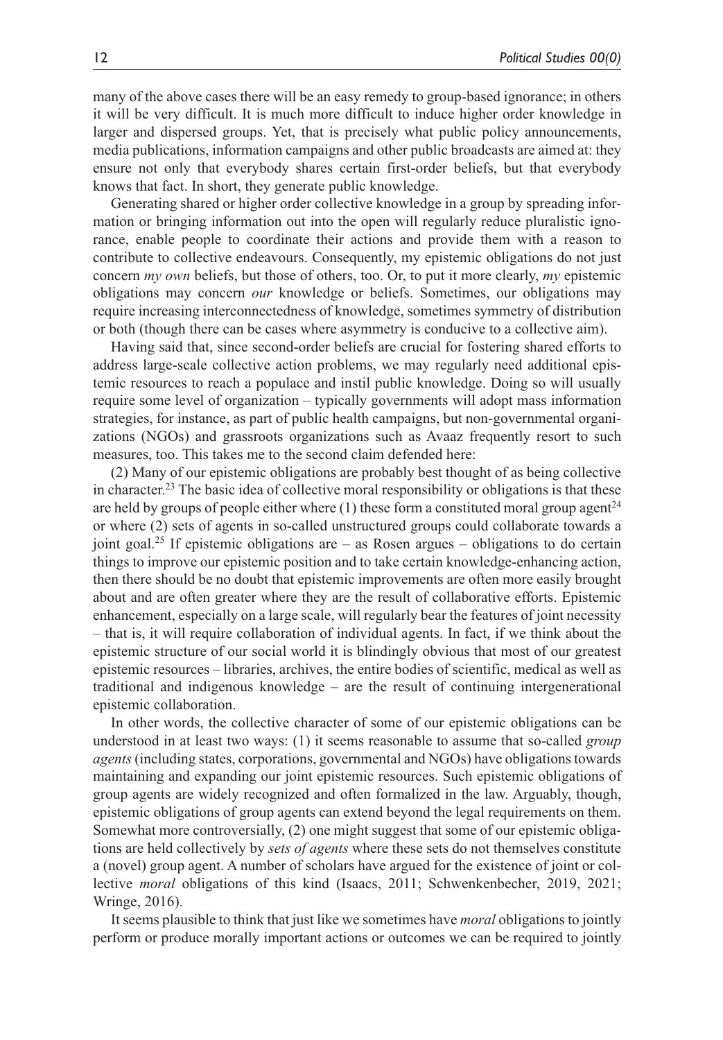many of the above cases there will be an easy remedy to group-based ignorance; in others it will be very difficult. It is much more difficult to induce higher order knowledge in larger and dispersed groups. Yet, that is precisely what public policy announcements, media publications, information campaigns and other public broadcasts are aimed at: they ensure not only that everybody shares certain first-order beliefs, but that everybody knows that fact. In short, they generate public knowledge.

Generating shared or higher order collective knowledge in a group by spreading information or bringing information out into the open will regularly reduce pluralistic ignorance, enable people to coordinate their actions and provide them with a reason to contribute to collective endeavours. Consequently, my epistemic obligations do not just concern *my own* beliefs, but those of others, too. Or, to put it more clearly, *my* epistemic obligations may concern *our* knowledge or beliefs. Sometimes, our obligations may require increasing interconnectedness of knowledge, sometimes symmetry of distribution or both (though there can be cases where asymmetry is conducive to a collective aim).

Having said that, since second-order beliefs are crucial for fostering shared efforts to address large-scale collective action problems, we may regularly need additional epistemic resources to reach a populace and instil public knowledge. Doing so will usually require some level of organization – typically governments will adopt mass information strategies, for instance, as part of public health campaigns, but non-governmental organizations (NGOs) and grassroots organizations such as Avaaz frequently resort to such measures, too. This takes me to the second claim defended here:

(2) Many of our epistemic obligations are probably best thought of as being collective in character.[23] The basic idea of collective moral responsibility or obligations is that these are held by groups of people either where (1) these form a constituted moral group agent[24] or where (2) sets of agents in so-called unstructured groups could collaborate towards a joint goal.[25] If epistemic obligations are – as Rosen argues – obligations to do certain things to improve our epistemic position and to take certain knowledge-enhancing action, then there should be no doubt that epistemic improvements are often more easily brought about and are often greater where they are the result of collaborative efforts. Epistemic enhancement, especially on a large scale, will regularly bear the features of joint necessity – that is, it will require collaboration of individual agents. In fact, if we think about the epistemic structure of our social world it is blindingly obvious that most of our greatest epistemic resources – libraries, archives, the entire bodies of scientific, medical as well as traditional and indigenous knowledge – are the result of continuing intergenerational epistemic collaboration.

In other words, the collective character of some of our epistemic obligations can be understood in at least two ways: (1) it seems reasonable to assume that so-called *group agents* (including states, corporations, governmental and NGOs) have obligations towards maintaining and expanding our joint epistemic resources. Such epistemic obligations of group agents are widely recognized and often formalized in the law. Arguably, though, epistemic obligations of group agents can extend beyond the legal requirements on them. Somewhat more controversially, (2) one might suggest that some of our epistemic obligations are held collectively by *sets of agents* where these sets do not themselves constitute a (novel) group agent. A number of scholars have argued for the existence of joint or collective *moral* obligations of this kind (Isaacs, 2011; Schwenkenbecher, 2019, 2021; Wringe, 2016).

It seems plausible to think that just like we sometimes have *moral* obligations to jointly perform or produce morally important actions or outcomes we can be required to jointly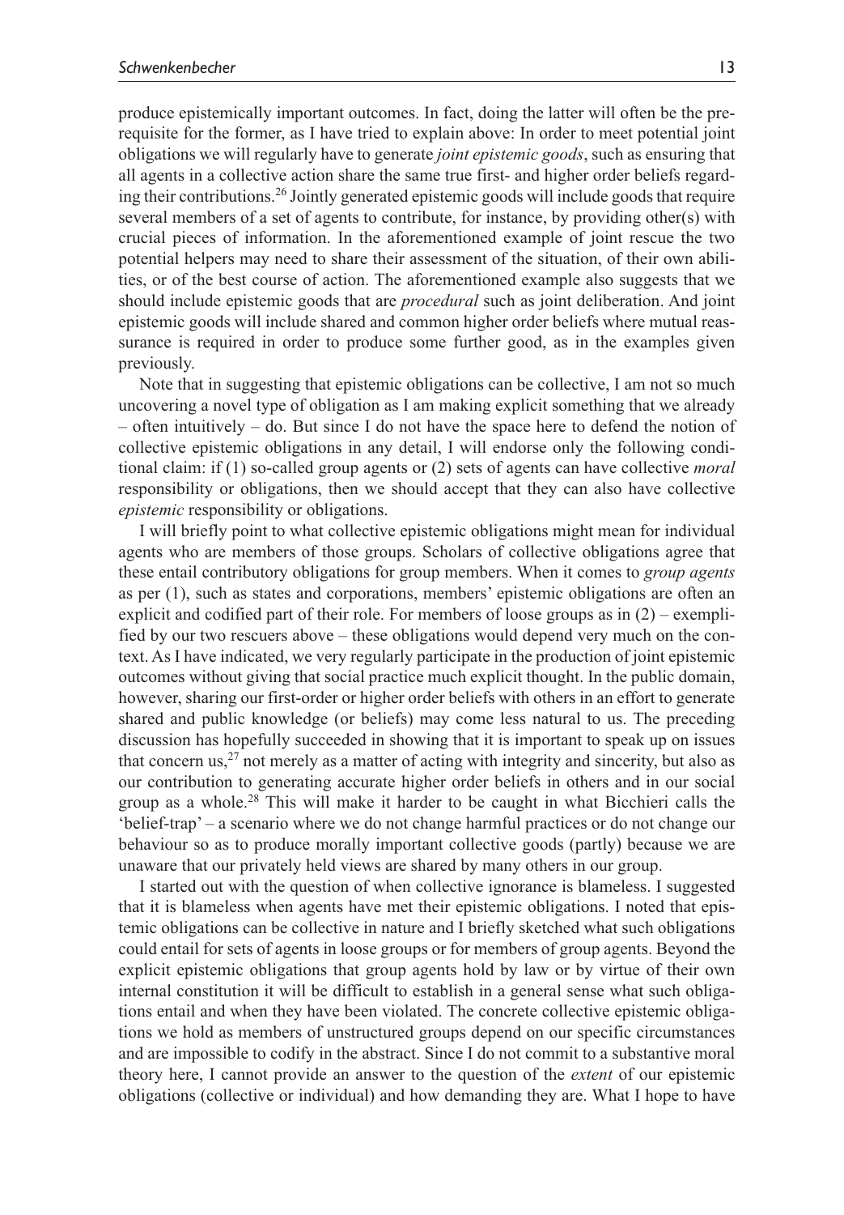produce epistemically important outcomes. In fact, doing the latter will often be the prerequisite for the former, as I have tried to explain above: In order to meet potential joint obligations we will regularly have to generate *joint epistemic goods*, such as ensuring that all agents in a collective action share the same true first- and higher order beliefs regarding their contributions.[26] Jointly generated epistemic goods will include goods that require several members of a set of agents to contribute, for instance, by providing other(s) with crucial pieces of information. In the aforementioned example of joint rescue the two potential helpers may need to share their assessment of the situation, of their own abilities, or of the best course of action. The aforementioned example also suggests that we should include epistemic goods that are *procedural* such as joint deliberation. And joint epistemic goods will include shared and common higher order beliefs where mutual reassurance is required in order to produce some further good, as in the examples given previously.

Note that in suggesting that epistemic obligations can be collective, I am not so much uncovering a novel type of obligation as I am making explicit something that we already – often intuitively – do. But since I do not have the space here to defend the notion of collective epistemic obligations in any detail, I will endorse only the following conditional claim: if (1) so-called group agents or (2) sets of agents can have collective *moral* responsibility or obligations, then we should accept that they can also have collective *epistemic* responsibility or obligations.

I will briefly point to what collective epistemic obligations might mean for individual agents who are members of those groups. Scholars of collective obligations agree that these entail contributory obligations for group members. When it comes to *group agents* as per (1), such as states and corporations, members' epistemic obligations are often an explicit and codified part of their role. For members of loose groups as in (2) – exemplified by our two rescuers above – these obligations would depend very much on the context. As I have indicated, we very regularly participate in the production of joint epistemic outcomes without giving that social practice much explicit thought. In the public domain, however, sharing our first-order or higher order beliefs with others in an effort to generate shared and public knowledge (or beliefs) may come less natural to us. The preceding discussion has hopefully succeeded in showing that it is important to speak up on issues that concern us,[27] not merely as a matter of acting with integrity and sincerity, but also as our contribution to generating accurate higher order beliefs in others and in our social group as a whole.[28] This will make it harder to be caught in what Bicchieri calls the 'belief-trap' – a scenario where we do not change harmful practices or do not change our behaviour so as to produce morally important collective goods (partly) because we are unaware that our privately held views are shared by many others in our group.

I started out with the question of when collective ignorance is blameless. I suggested that it is blameless when agents have met their epistemic obligations. I noted that epistemic obligations can be collective in nature and I briefly sketched what such obligations could entail for sets of agents in loose groups or for members of group agents. Beyond the explicit epistemic obligations that group agents hold by law or by virtue of their own internal constitution it will be difficult to establish in a general sense what such obligations entail and when they have been violated. The concrete collective epistemic obligations we hold as members of unstructured groups depend on our specific circumstances and are impossible to codify in the abstract. Since I do not commit to a substantive moral theory here, I cannot provide an answer to the question of the *extent* of our epistemic obligations (collective or individual) and how demanding they are. What I hope to have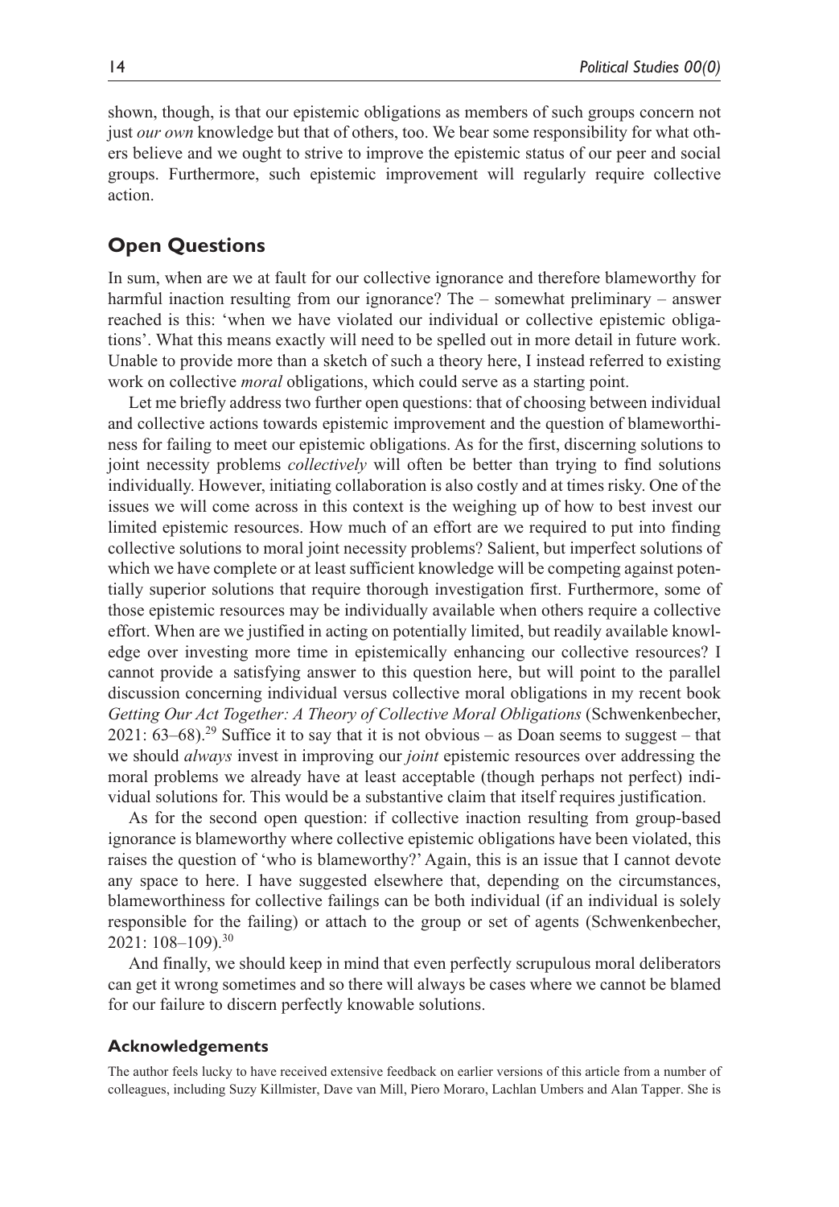shown, though, is that our epistemic obligations as members of such groups concern not just *our own* knowledge but that of others, too. We bear some responsibility for what others believe and we ought to strive to improve the epistemic status of our peer and social groups. Furthermore, such epistemic improvement will regularly require collective action.

## Open Questions

In sum, when are we at fault for our collective ignorance and therefore blameworthy for harmful inaction resulting from our ignorance? The – somewhat preliminary – answer reached is this: 'when we have violated our individual or collective epistemic obligations'. What this means exactly will need to be spelled out in more detail in future work. Unable to provide more than a sketch of such a theory here, I instead referred to existing work on collective *moral* obligations, which could serve as a starting point.

Let me briefly address two further open questions: that of choosing between individual and collective actions towards epistemic improvement and the question of blameworthiness for failing to meet our epistemic obligations. As for the first, discerning solutions to joint necessity problems *collectively* will often be better than trying to find solutions individually. However, initiating collaboration is also costly and at times risky. One of the issues we will come across in this context is the weighing up of how to best invest our limited epistemic resources. How much of an effort are we required to put into finding collective solutions to moral joint necessity problems? Salient, but imperfect solutions of which we have complete or at least sufficient knowledge will be competing against potentially superior solutions that require thorough investigation first. Furthermore, some of those epistemic resources may be individually available when others require a collective effort. When are we justified in acting on potentially limited, but readily available knowledge over investing more time in epistemically enhancing our collective resources? I cannot provide a satisfying answer to this question here, but will point to the parallel discussion concerning individual versus collective moral obligations in my recent book *Getting Our Act Together: A Theory of Collective Moral Obligations* (Schwenkenbecher, 2021: 63–68).[29] Suffice it to say that it is not obvious – as Doan seems to suggest – that we should *always* invest in improving our *joint* epistemic resources over addressing the moral problems we already have at least acceptable (though perhaps not perfect) individual solutions for. This would be a substantive claim that itself requires justification.

As for the second open question: if collective inaction resulting from group-based ignorance is blameworthy where collective epistemic obligations have been violated, this raises the question of 'who is blameworthy?' Again, this is an issue that I cannot devote any space to here. I have suggested elsewhere that, depending on the circumstances, blameworthiness for collective failings can be both individual (if an individual is solely responsible for the failing) or attach to the group or set of agents (Schwenkenbecher, 2021: 108–109).[30]

And finally, we should keep in mind that even perfectly scrupulous moral deliberators can get it wrong sometimes and so there will always be cases where we cannot be blamed for our failure to discern perfectly knowable solutions.

### Acknowledgements

The author feels lucky to have received extensive feedback on earlier versions of this article from a number of colleagues, including Suzy Killmister, Dave van Mill, Piero Moraro, Lachlan Umbers and Alan Tapper. She is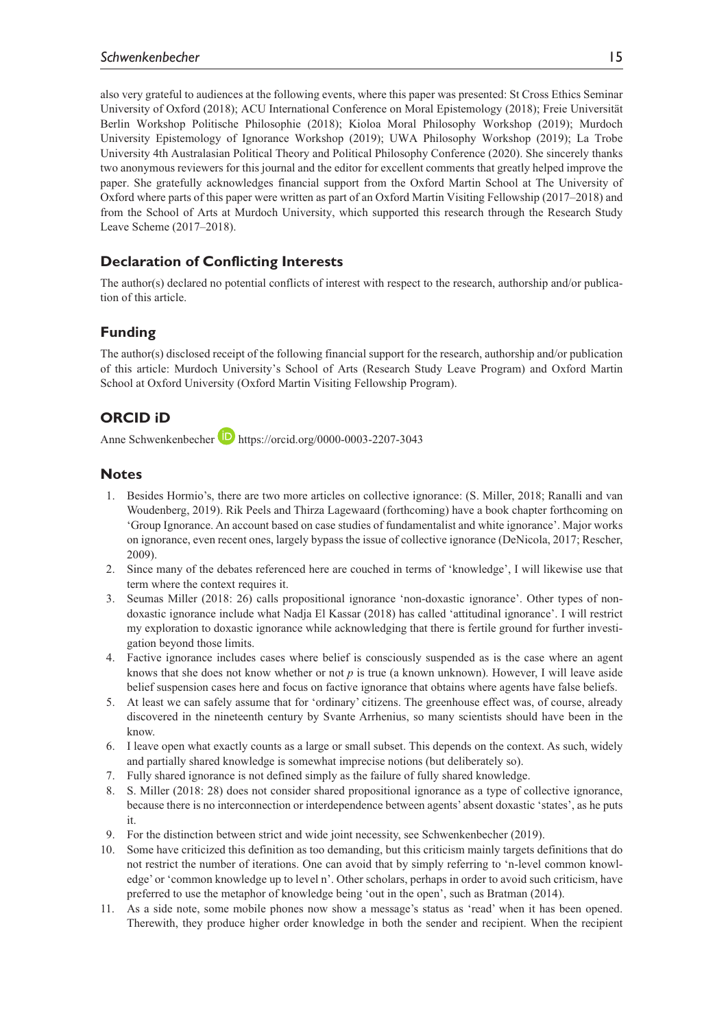also very grateful to audiences at the following events, where this paper was presented: St Cross Ethics Seminar University of Oxford (2018); ACU International Conference on Moral Epistemology (2018); Freie Universität Berlin Workshop Politische Philosophie (2018); Kioloa Moral Philosophy Workshop (2019); Murdoch University Epistemology of Ignorance Workshop (2019); UWA Philosophy Workshop (2019); La Trobe University 4th Australasian Political Theory and Political Philosophy Conference (2020). She sincerely thanks two anonymous reviewers for this journal and the editor for excellent comments that greatly helped improve the paper. She gratefully acknowledges financial support from the Oxford Martin School at The University of Oxford where parts of this paper were written as part of an Oxford Martin Visiting Fellowship (2017–2018) and from the School of Arts at Murdoch University, which supported this research through the Research Study Leave Scheme (2017–2018).

## Declaration of Conflicting Interests

The author(s) declared no potential conflicts of interest with respect to the research, authorship and/or publication of this article.

## Funding

The author(s) disclosed receipt of the following financial support for the research, authorship and/or publication of this article: Murdoch University's School of Arts (Research Study Leave Program) and Oxford Martin School at Oxford University (Oxford Martin Visiting Fellowship Program).

## ORCID iD

Anne Schwenkenbecher https://orcid.org/0000-0003-2207-3043

## Notes

1. Besides Hormio's, there are two more articles on collective ignorance: (S. Miller, 2018; Ranalli and van Woudenberg, 2019). Rik Peels and Thirza Lagewaard (forthcoming) have a book chapter forthcoming on 'Group Ignorance. An account based on case studies of fundamentalist and white ignorance'. Major works on ignorance, even recent ones, largely bypass the issue of collective ignorance (DeNicola, 2017; Rescher, 2009).
2. Since many of the debates referenced here are couched in terms of 'knowledge', I will likewise use that term where the context requires it.
3. Seumas Miller (2018: 26) calls propositional ignorance 'non-doxastic ignorance'. Other types of non-doxastic ignorance include what Nadja El Kassar (2018) has called 'attitudinal ignorance'. I will restrict my exploration to doxastic ignorance while acknowledging that there is fertile ground for further investigation beyond those limits.
4. Factive ignorance includes cases where belief is consciously suspended as is the case where an agent knows that she does not know whether or not *p* is true (a known unknown). However, I will leave aside belief suspension cases here and focus on factive ignorance that obtains where agents have false beliefs.
5. At least we can safely assume that for 'ordinary' citizens. The greenhouse effect was, of course, already discovered in the nineteenth century by Svante Arrhenius, so many scientists should have been in the know.
6. I leave open what exactly counts as a large or small subset. This depends on the context. As such, widely and partially shared knowledge is somewhat imprecise notions (but deliberately so).
7. Fully shared ignorance is not defined simply as the failure of fully shared knowledge.
8. S. Miller (2018: 28) does not consider shared propositional ignorance as a type of collective ignorance, because there is no interconnection or interdependence between agents' absent doxastic 'states', as he puts it.
9. For the distinction between strict and wide joint necessity, see Schwenkenbecher (2019).
10. Some have criticized this definition as too demanding, but this criticism mainly targets definitions that do not restrict the number of iterations. One can avoid that by simply referring to 'n-level common knowledge' or 'common knowledge up to level n'. Other scholars, perhaps in order to avoid such criticism, have preferred to use the metaphor of knowledge being 'out in the open', such as Bratman (2014).
11. As a side note, some mobile phones now show a message's status as 'read' when it has been opened. Therewith, they produce higher order knowledge in both the sender and recipient. When the recipient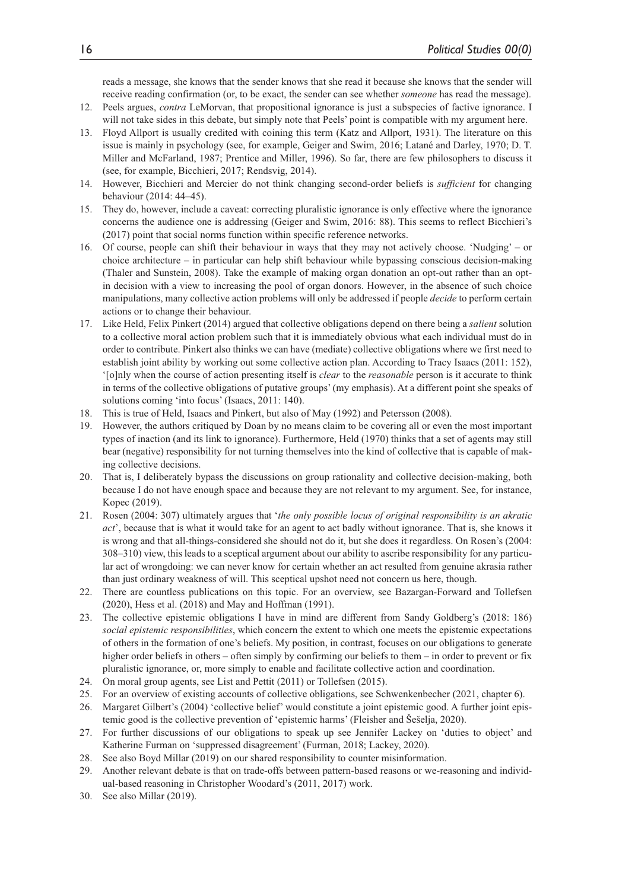reads a message, she knows that the sender knows that she read it because she knows that the sender will receive reading confirmation (or, to be exact, the sender can see whether *someone* has read the message).

12. Peels argues, *contra* LeMorvan, that propositional ignorance is just a subspecies of factive ignorance. I will not take sides in this debate, but simply note that Peels' point is compatible with my argument here.
13. Floyd Allport is usually credited with coining this term (Katz and Allport, 1931). The literature on this issue is mainly in psychology (see, for example, Geiger and Swim, 2016; Latané and Darley, 1970; D. T. Miller and McFarland, 1987; Prentice and Miller, 1996). So far, there are few philosophers to discuss it (see, for example, Bicchieri, 2017; Rendsvig, 2014).
14. However, Bicchieri and Mercier do not think changing second-order beliefs is *sufficient* for changing behaviour (2014: 44–45).
15. They do, however, include a caveat: correcting pluralistic ignorance is only effective where the ignorance concerns the audience one is addressing (Geiger and Swim, 2016: 88). This seems to reflect Bicchieri's (2017) point that social norms function within specific reference networks.
16. Of course, people can shift their behaviour in ways that they may not actively choose. 'Nudging' – or choice architecture – in particular can help shift behaviour while bypassing conscious decision-making (Thaler and Sunstein, 2008). Take the example of making organ donation an opt-out rather than an opt-in decision with a view to increasing the pool of organ donors. However, in the absence of such choice manipulations, many collective action problems will only be addressed if people *decide* to perform certain actions or to change their behaviour.
17. Like Held, Felix Pinkert (2014) argued that collective obligations depend on there being a *salient* solution to a collective moral action problem such that it is immediately obvious what each individual must do in order to contribute. Pinkert also thinks we can have (mediate) collective obligations where we first need to establish joint ability by working out some collective action plan. According to Tracy Isaacs (2011: 152), '[o]nly when the course of action presenting itself is *clear* to the *reasonable* person is it accurate to think in terms of the collective obligations of putative groups' (my emphasis). At a different point she speaks of solutions coming 'into focus' (Isaacs, 2011: 140).
18. This is true of Held, Isaacs and Pinkert, but also of May (1992) and Petersson (2008).
19. However, the authors critiqued by Doan by no means claim to be covering all or even the most important types of inaction (and its link to ignorance). Furthermore, Held (1970) thinks that a set of agents may still bear (negative) responsibility for not turning themselves into the kind of collective that is capable of making collective decisions.
20. That is, I deliberately bypass the discussions on group rationality and collective decision-making, both because I do not have enough space and because they are not relevant to my argument. See, for instance, Kopec (2019).
21. Rosen (2004: 307) ultimately argues that '*the only possible locus of original responsibility is an akratic act*', because that is what it would take for an agent to act badly without ignorance. That is, she knows it is wrong and that all-things-considered she should not do it, but she does it regardless. On Rosen's (2004: 308–310) view, this leads to a sceptical argument about our ability to ascribe responsibility for any particular act of wrongdoing: we can never know for certain whether an act resulted from genuine akrasia rather than just ordinary weakness of will. This sceptical upshot need not concern us here, though.
22. There are countless publications on this topic. For an overview, see Bazargan-Forward and Tollefsen (2020), Hess et al. (2018) and May and Hoffman (1991).
23. The collective epistemic obligations I have in mind are different from Sandy Goldberg's (2018: 186) *social epistemic responsibilities*, which concern the extent to which one meets the epistemic expectations of others in the formation of one's beliefs. My position, in contrast, focuses on our obligations to generate higher order beliefs in others – often simply by confirming our beliefs to them – in order to prevent or fix pluralistic ignorance, or, more simply to enable and facilitate collective action and coordination.
24. On moral group agents, see List and Pettit (2011) or Tollefsen (2015).
25. For an overview of existing accounts of collective obligations, see Schwenkenbecher (2021, chapter 6).
26. Margaret Gilbert's (2004) 'collective belief' would constitute a joint epistemic good. A further joint epistemic good is the collective prevention of 'epistemic harms' (Fleisher and Šešelja, 2020).
27. For further discussions of our obligations to speak up see Jennifer Lackey on 'duties to object' and Katherine Furman on 'suppressed disagreement' (Furman, 2018; Lackey, 2020).
28. See also Boyd Millar (2019) on our shared responsibility to counter misinformation.
29. Another relevant debate is that on trade-offs between pattern-based reasons or we-reasoning and individual-based reasoning in Christopher Woodard's (2011, 2017) work.
30. See also Millar (2019).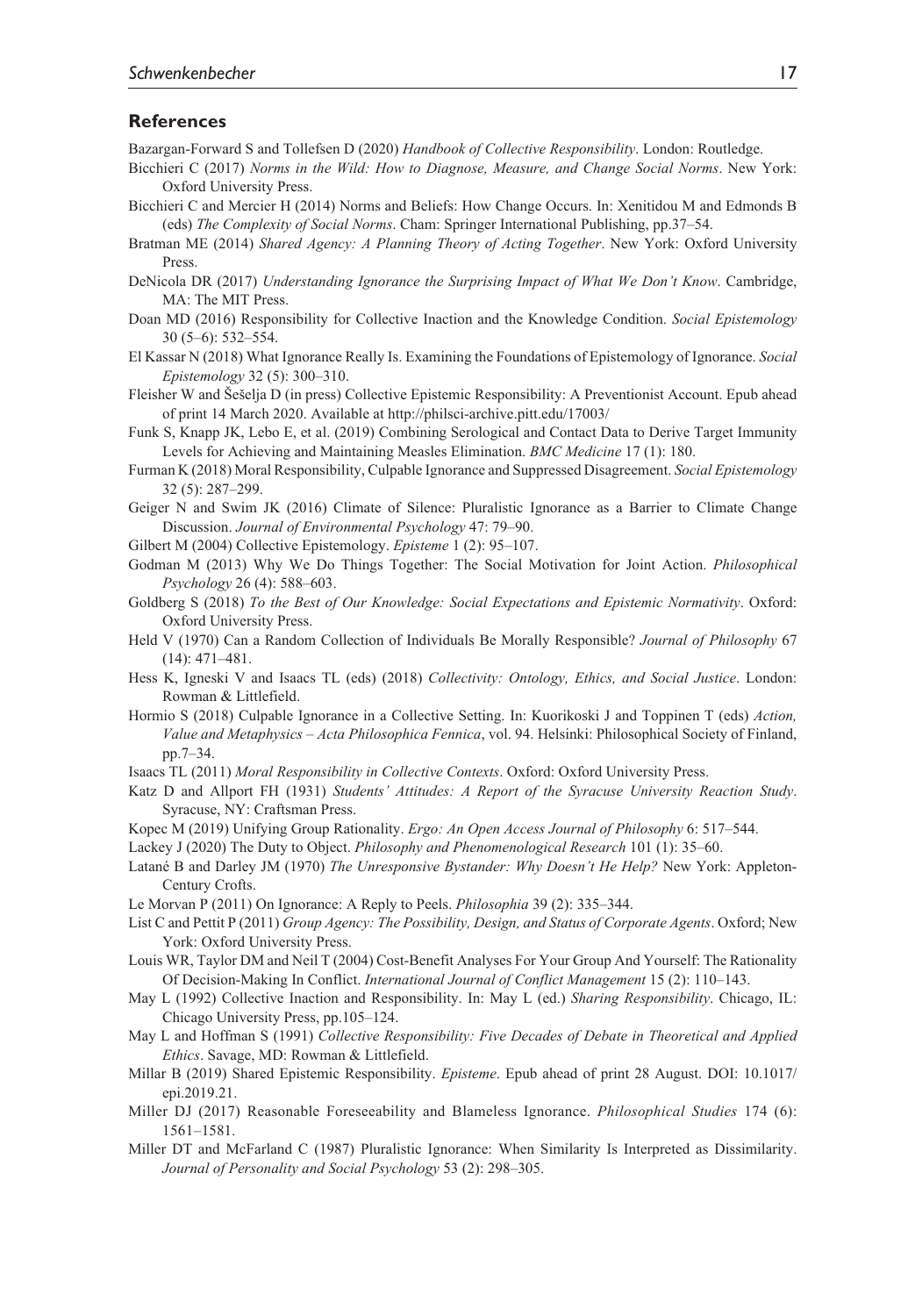## References

Bazargan-Forward S and Tollefsen D (2020) *Handbook of Collective Responsibility*. London: Routledge.

Bicchieri C (2017) *Norms in the Wild: How to Diagnose, Measure, and Change Social Norms*. New York: Oxford University Press.

Bicchieri C and Mercier H (2014) Norms and Beliefs: How Change Occurs. In: Xenitidou M and Edmonds B (eds) *The Complexity of Social Norms*. Cham: Springer International Publishing, pp.37–54.

Bratman ME (2014) *Shared Agency: A Planning Theory of Acting Together*. New York: Oxford University Press.

DeNicola DR (2017) *Understanding Ignorance the Surprising Impact of What We Don't Know*. Cambridge, MA: The MIT Press.

Doan MD (2016) Responsibility for Collective Inaction and the Knowledge Condition. *Social Epistemology* 30 (5–6): 532–554.

El Kassar N (2018) What Ignorance Really Is. Examining the Foundations of Epistemology of Ignorance. *Social Epistemology* 32 (5): 300–310.

Fleisher W and Šešelja D (in press) Collective Epistemic Responsibility: A Preventionist Account. Epub ahead of print 14 March 2020. Available at http://philsci-archive.pitt.edu/17003/

Funk S, Knapp JK, Lebo E, et al. (2019) Combining Serological and Contact Data to Derive Target Immunity Levels for Achieving and Maintaining Measles Elimination. *BMC Medicine* 17 (1): 180.

Furman K (2018) Moral Responsibility, Culpable Ignorance and Suppressed Disagreement. *Social Epistemology* 32 (5): 287–299.

Geiger N and Swim JK (2016) Climate of Silence: Pluralistic Ignorance as a Barrier to Climate Change Discussion. *Journal of Environmental Psychology* 47: 79–90.

Gilbert M (2004) Collective Epistemology. *Episteme* 1 (2): 95–107.

Godman M (2013) Why We Do Things Together: The Social Motivation for Joint Action. *Philosophical Psychology* 26 (4): 588–603.

Goldberg S (2018) *To the Best of Our Knowledge: Social Expectations and Epistemic Normativity*. Oxford: Oxford University Press.

Held V (1970) Can a Random Collection of Individuals Be Morally Responsible? *Journal of Philosophy* 67 (14): 471–481.

Hess K, Igneski V and Isaacs TL (eds) (2018) *Collectivity: Ontology, Ethics, and Social Justice*. London: Rowman & Littlefield.

Hormio S (2018) Culpable Ignorance in a Collective Setting. In: Kuorikoski J and Toppinen T (eds) *Action, Value and Metaphysics – Acta Philosophica Fennica*, vol. 94. Helsinki: Philosophical Society of Finland, pp.7–34.

Isaacs TL (2011) *Moral Responsibility in Collective Contexts*. Oxford: Oxford University Press.

Katz D and Allport FH (1931) *Students' Attitudes: A Report of the Syracuse University Reaction Study*. Syracuse, NY: Craftsman Press.

Kopec M (2019) Unifying Group Rationality. *Ergo: An Open Access Journal of Philosophy* 6: 517–544.

Lackey J (2020) The Duty to Object. *Philosophy and Phenomenological Research* 101 (1): 35–60.

Latané B and Darley JM (1970) *The Unresponsive Bystander: Why Doesn't He Help?* New York: Appleton-Century Crofts.

Le Morvan P (2011) On Ignorance: A Reply to Peels. *Philosophia* 39 (2): 335–344.

List C and Pettit P (2011) *Group Agency: The Possibility, Design, and Status of Corporate Agents*. Oxford; New York: Oxford University Press.

Louis WR, Taylor DM and Neil T (2004) Cost-Benefit Analyses For Your Group And Yourself: The Rationality Of Decision-Making In Conflict. *International Journal of Conflict Management* 15 (2): 110–143.

May L (1992) Collective Inaction and Responsibility. In: May L (ed.) *Sharing Responsibility*. Chicago, IL: Chicago University Press, pp.105–124.

May L and Hoffman S (1991) *Collective Responsibility: Five Decades of Debate in Theoretical and Applied Ethics*. Savage, MD: Rowman & Littlefield.

Millar B (2019) Shared Epistemic Responsibility. *Episteme*. Epub ahead of print 28 August. DOI: 10.1017/epi.2019.21.

Miller DJ (2017) Reasonable Foreseeability and Blameless Ignorance. *Philosophical Studies* 174 (6): 1561–1581.

Miller DT and McFarland C (1987) Pluralistic Ignorance: When Similarity Is Interpreted as Dissimilarity. *Journal of Personality and Social Psychology* 53 (2): 298–305.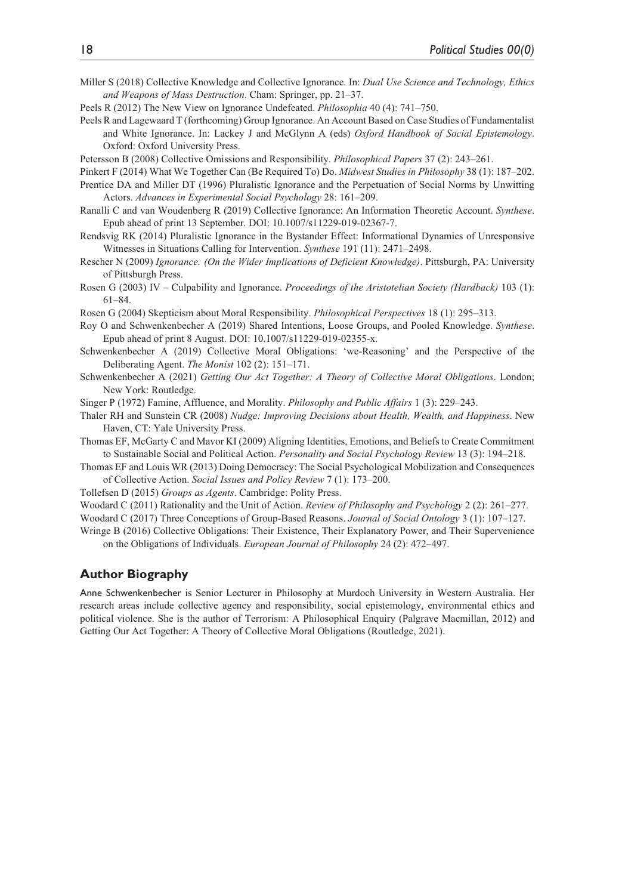Miller S (2018) Collective Knowledge and Collective Ignorance. In: *Dual Use Science and Technology, Ethics and Weapons of Mass Destruction*. Cham: Springer, pp. 21–37.

Peels R (2012) The New View on Ignorance Undefeated. *Philosophia* 40 (4): 741–750.

Peels R and Lagewaard T (forthcoming) Group Ignorance. An Account Based on Case Studies of Fundamentalist and White Ignorance. In: Lackey J and McGlynn A (eds) *Oxford Handbook of Social Epistemology*. Oxford: Oxford University Press.

Petersson B (2008) Collective Omissions and Responsibility. *Philosophical Papers* 37 (2): 243–261.

Pinkert F (2014) What We Together Can (Be Required To) Do. *Midwest Studies in Philosophy* 38 (1): 187–202.

Prentice DA and Miller DT (1996) Pluralistic Ignorance and the Perpetuation of Social Norms by Unwitting Actors. *Advances in Experimental Social Psychology* 28: 161–209.

Ranalli C and van Woudenberg R (2019) Collective Ignorance: An Information Theoretic Account. *Synthese*. Epub ahead of print 13 September. DOI: 10.1007/s11229-019-02367-7.

Rendsvig RK (2014) Pluralistic Ignorance in the Bystander Effect: Informational Dynamics of Unresponsive Witnesses in Situations Calling for Intervention. *Synthese* 191 (11): 2471–2498.

Rescher N (2009) *Ignorance: (On the Wider Implications of Deficient Knowledge)*. Pittsburgh, PA: University of Pittsburgh Press.

Rosen G (2003) IV – Culpability and Ignorance. *Proceedings of the Aristotelian Society (Hardback)* 103 (1): 61–84.

Rosen G (2004) Skepticism about Moral Responsibility. *Philosophical Perspectives* 18 (1): 295–313.

Roy O and Schwenkenbecher A (2019) Shared Intentions, Loose Groups, and Pooled Knowledge. *Synthese*. Epub ahead of print 8 August. DOI: 10.1007/s11229-019-02355-x.

Schwenkenbecher A (2019) Collective Moral Obligations: 'we-Reasoning' and the Perspective of the Deliberating Agent. *The Monist* 102 (2): 151–171.

Schwenkenbecher A (2021) *Getting Our Act Together: A Theory of Collective Moral Obligations*. London; New York: Routledge.

Singer P (1972) Famine, Affluence, and Morality. *Philosophy and Public Affairs* 1 (3): 229–243.

Thaler RH and Sunstein CR (2008) *Nudge: Improving Decisions about Health, Wealth, and Happiness*. New Haven, CT: Yale University Press.

Thomas EF, McGarty C and Mavor KI (2009) Aligning Identities, Emotions, and Beliefs to Create Commitment to Sustainable Social and Political Action. *Personality and Social Psychology Review* 13 (3): 194–218.

Thomas EF and Louis WR (2013) Doing Democracy: The Social Psychological Mobilization and Consequences of Collective Action. *Social Issues and Policy Review* 7 (1): 173–200.

Tollefsen D (2015) *Groups as Agents*. Cambridge: Polity Press.

Woodard C (2011) Rationality and the Unit of Action. *Review of Philosophy and Psychology* 2 (2): 261–277.

Woodard C (2017) Three Conceptions of Group-Based Reasons. *Journal of Social Ontology* 3 (1): 107–127.

Wringe B (2016) Collective Obligations: Their Existence, Their Explanatory Power, and Their Supervenience on the Obligations of Individuals. *European Journal of Philosophy* 24 (2): 472–497.

## Author Biography

Anne Schwenkenbecher is Senior Lecturer in Philosophy at Murdoch University in Western Australia. Her research areas include collective agency and responsibility, social epistemology, environmental ethics and political violence. She is the author of Terrorism: A Philosophical Enquiry (Palgrave Macmillan, 2012) and Getting Our Act Together: A Theory of Collective Moral Obligations (Routledge, 2021).